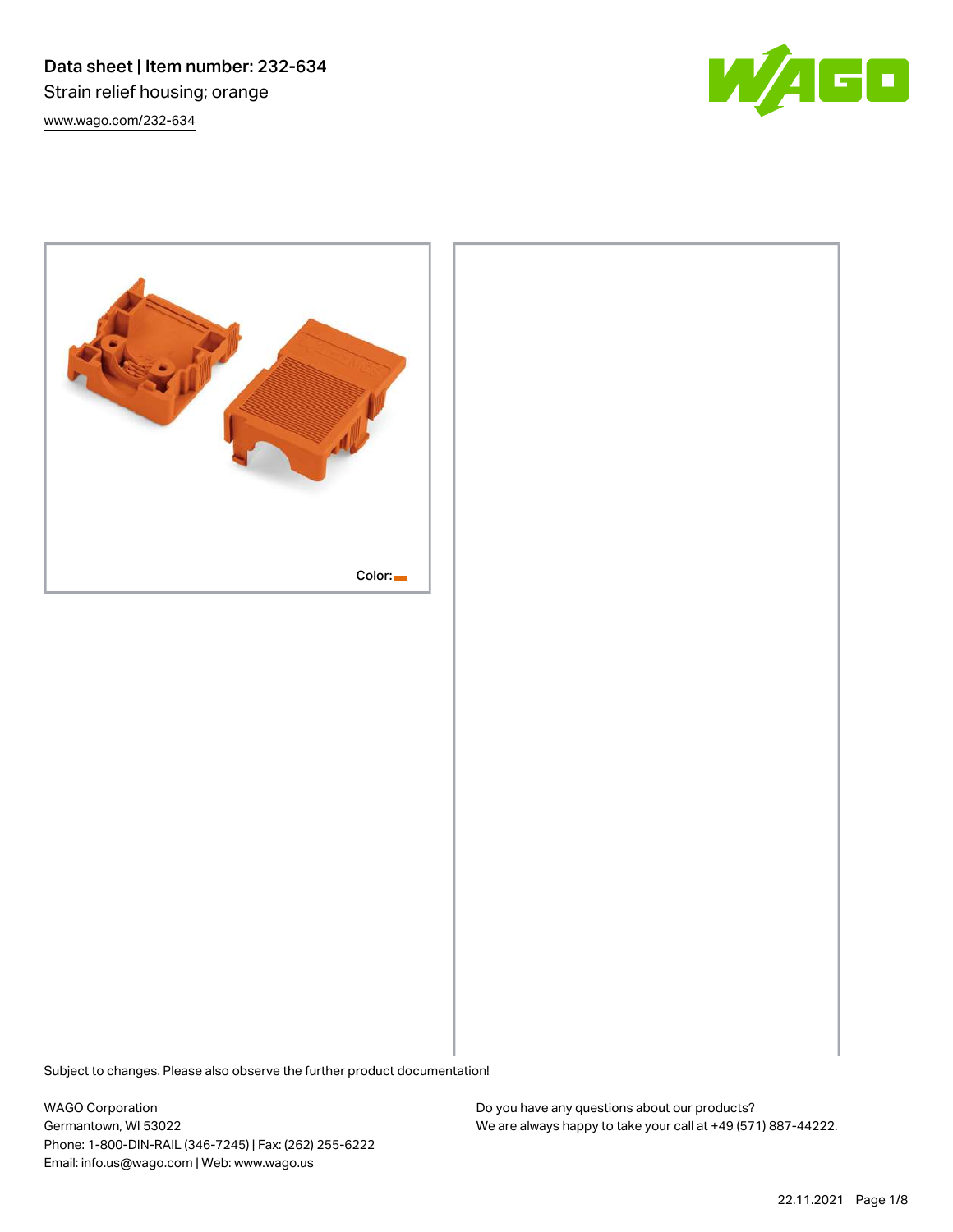# Data sheet | Item number: 232-634

Strain relief housing; orange

www.wago.com/232-634

Color:

Subject to changes. Please also observe the further product documentation!

WAGO Corporation
Germantown, WI 53022
Phone: 1-800-DIN-RAIL (346-7245) | Fax: (262) 255-6222
Email: info.us@wago.com | Web: www.wago.us

Do you have any questions about our products?
We are always happy to take your call at +49 (571) 887-44222.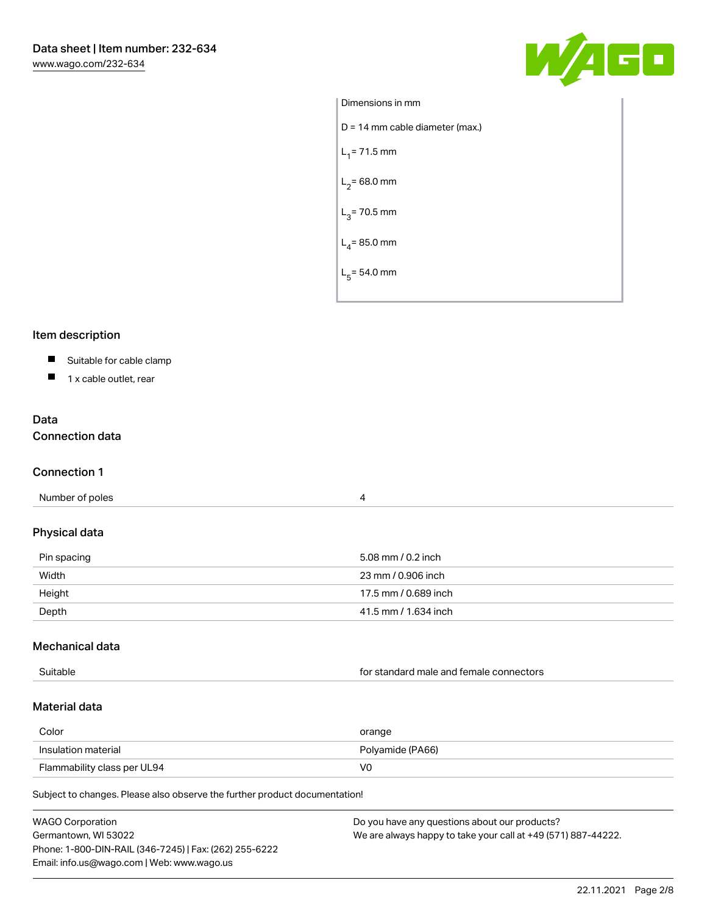Dimensions in mm

D = 14 mm cable diameter (max.)

$L_1$ = 71.5 mm

$L_2$ = 68.0 mm

$L_3$ = 70.5 mm

$L_4$ = 85.0 mm

$L_5$ = 54.0 mm

## Item description

- Suitable for cable clamp
- 1 x cable outlet, rear

## Data

### Connection data

### Connection 1

| Number of poles | 4 |
|---|---|

### Physical data

| Pin spacing | 5.08 mm / 0.2 inch |
|---|---|
| Width | 23 mm / 0.906 inch |
| Height | 17.5 mm / 0.689 inch |
| Depth | 41.5 mm / 1.634 inch |

### Mechanical data

| Suitable | for standard male and female connectors |
|---|---|

### Material data

| Color | orange |
|---|---|
| Insulation material | Polyamide (PA66) |
| Flammability class per UL94 | V0 |

Subject to changes. Please also observe the further product documentation!

WAGO Corporation
Germantown, WI 53022
Phone: 1-800-DIN-RAIL (346-7245) | Fax: (262) 255-6222
Email: info.us@wago.com | Web: www.wago.us

Do you have any questions about our products?
We are always happy to take your call at +49 (571) 887-44222.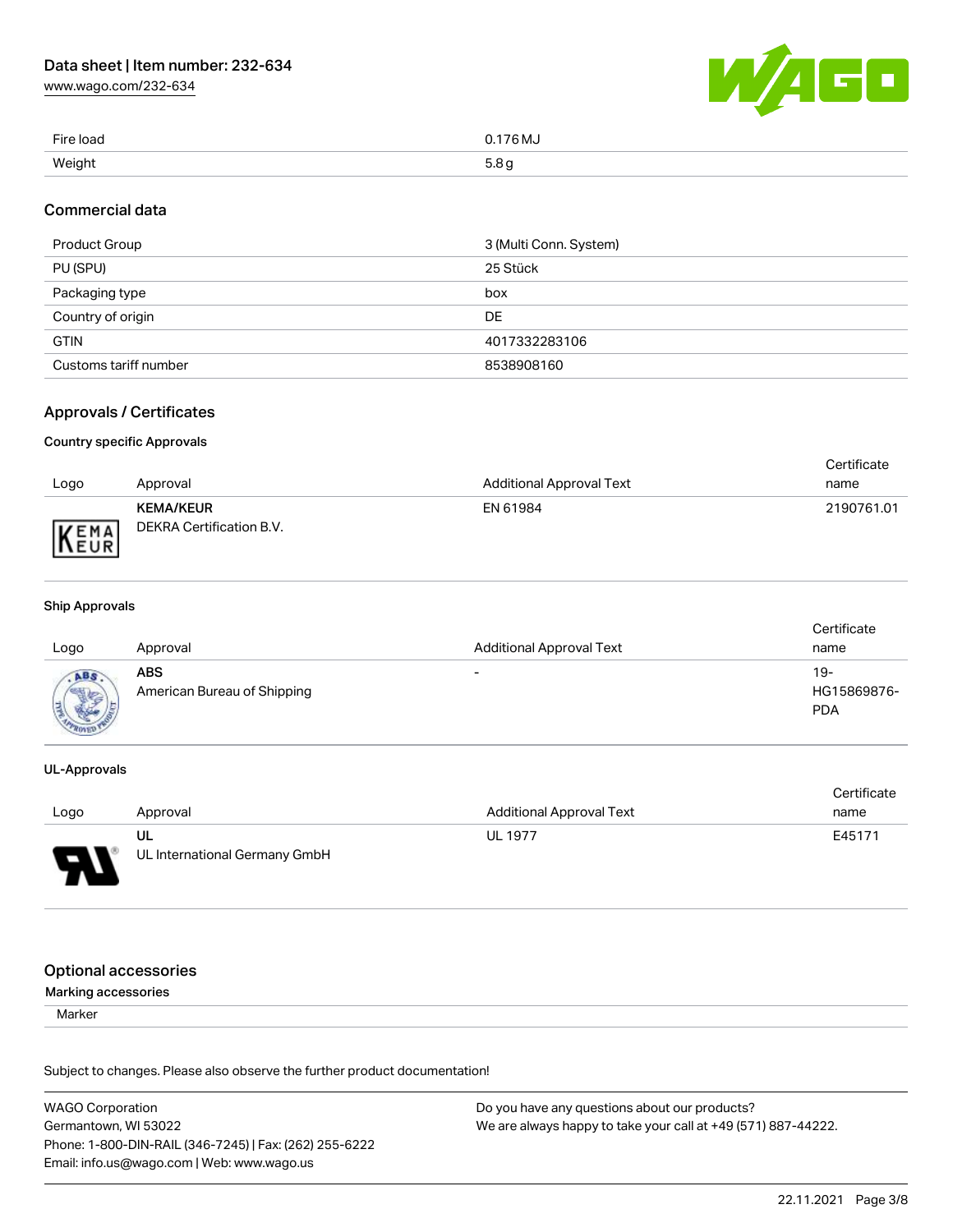| | |
|---|---|
| Fire load | 0.176 MJ |
| Weight | 5.8 g |

## Commercial data

| | |
|---|---|
| Product Group | 3 (Multi Conn. System) |
| PU (SPU) | 25 Stück |
| Packaging type | box |
| Country of origin | DE |
| GTIN | 4017332283106 |
| Customs tariff number | 8538908160 |

## Approvals / Certificates

### Country specific Approvals

| Logo | Approval | Additional Approval Text | Certificate name |
|---|---|---|---|
| | **KEMA/KEUR** DEKRA Certification B.V. | EN 61984 | 2190761.01 |

### Ship Approvals

| Logo | Approval | Additional Approval Text | Certificate name |
|---|---|---|---|
| | **ABS** American Bureau of Shipping | - | 19-HG15869876-PDA |

### UL-Approvals

| Logo | Approval | Additional Approval Text | Certificate name |
|---|---|---|---|
| | **UL** UL International Germany GmbH | UL 1977 | E45171 |

## Optional accessories

Marking accessories

Marker

Subject to changes. Please also observe the further product documentation!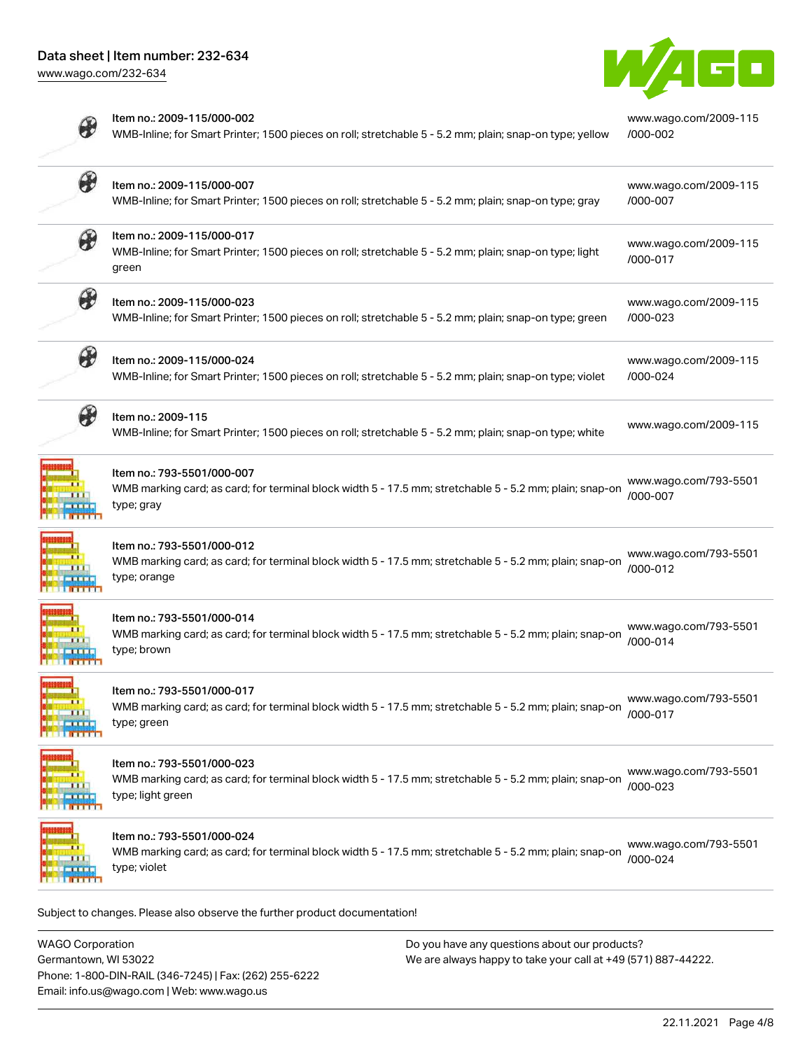| Item | Description | Link |
| --- | --- | --- |
| Item no.: 2009-115/000-002 | WMB-Inline; for Smart Printer; 1500 pieces on roll; stretchable 5 - 5.2 mm; plain; snap-on type; yellow | www.wago.com/2009-115/000-002 |
| Item no.: 2009-115/000-007 | WMB-Inline; for Smart Printer; 1500 pieces on roll; stretchable 5 - 5.2 mm; plain; snap-on type; gray | www.wago.com/2009-115/000-007 |
| Item no.: 2009-115/000-017 | WMB-Inline; for Smart Printer; 1500 pieces on roll; stretchable 5 - 5.2 mm; plain; snap-on type; light green | www.wago.com/2009-115/000-017 |
| Item no.: 2009-115/000-023 | WMB-Inline; for Smart Printer; 1500 pieces on roll; stretchable 5 - 5.2 mm; plain; snap-on type; green | www.wago.com/2009-115/000-023 |
| Item no.: 2009-115/000-024 | WMB-Inline; for Smart Printer; 1500 pieces on roll; stretchable 5 - 5.2 mm; plain; snap-on type; violet | www.wago.com/2009-115/000-024 |
| Item no.: 2009-115 | WMB-Inline; for Smart Printer; 1500 pieces on roll; stretchable 5 - 5.2 mm; plain; snap-on type; white | www.wago.com/2009-115 |
| Item no.: 793-5501/000-007 | WMB marking card; as card; for terminal block width 5 - 17.5 mm; stretchable 5 - 5.2 mm; plain; snap-on type; gray | www.wago.com/793-5501/000-007 |
| Item no.: 793-5501/000-012 | WMB marking card; as card; for terminal block width 5 - 17.5 mm; stretchable 5 - 5.2 mm; plain; snap-on type; orange | www.wago.com/793-5501/000-012 |
| Item no.: 793-5501/000-014 | WMB marking card; as card; for terminal block width 5 - 17.5 mm; stretchable 5 - 5.2 mm; plain; snap-on type; brown | www.wago.com/793-5501/000-014 |
| Item no.: 793-5501/000-017 | WMB marking card; as card; for terminal block width 5 - 17.5 mm; stretchable 5 - 5.2 mm; plain; snap-on type; green | www.wago.com/793-5501/000-017 |
| Item no.: 793-5501/000-023 | WMB marking card; as card; for terminal block width 5 - 17.5 mm; stretchable 5 - 5.2 mm; plain; snap-on type; light green | www.wago.com/793-5501/000-023 |
| Item no.: 793-5501/000-024 | WMB marking card; as card; for terminal block width 5 - 17.5 mm; stretchable 5 - 5.2 mm; plain; snap-on type; violet | www.wago.com/793-5501/000-024 |

Subject to changes. Please also observe the further product documentation!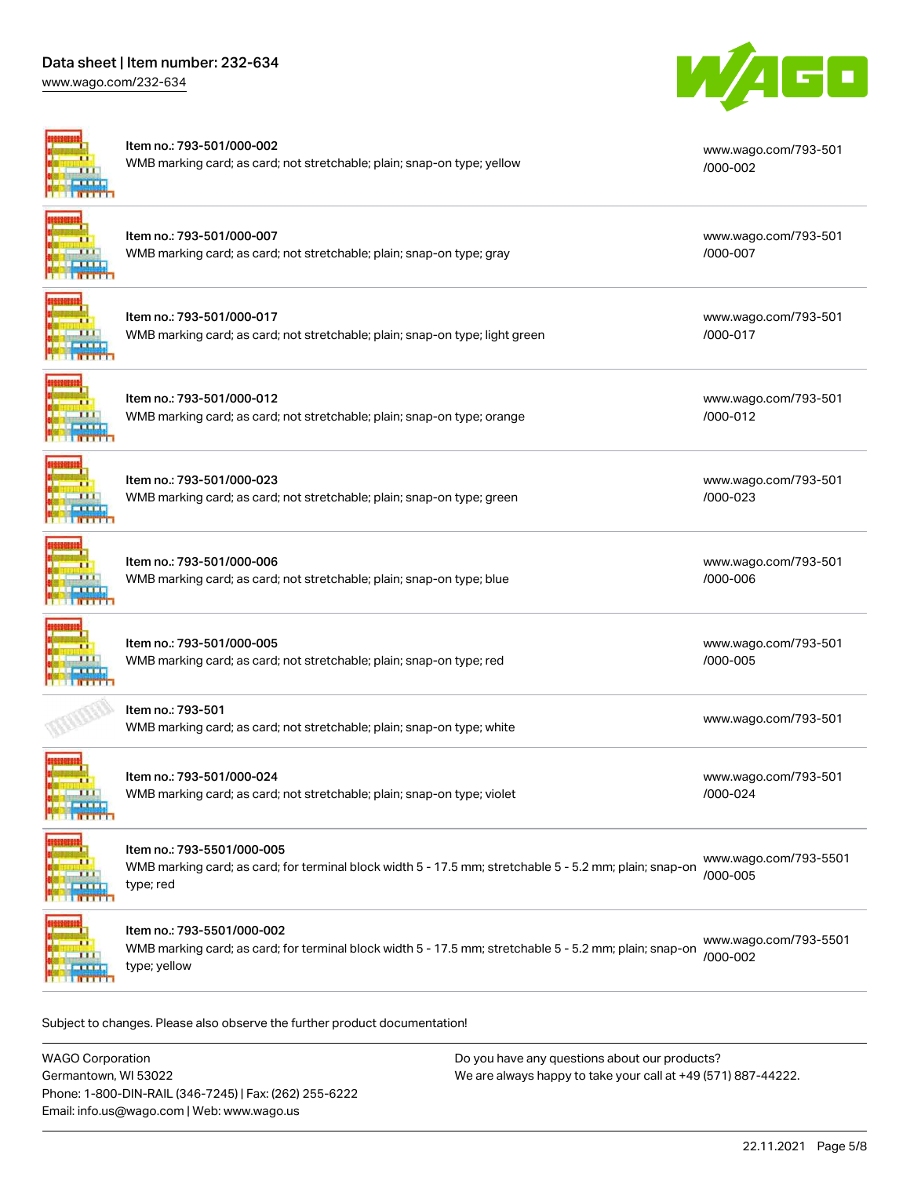| Item | Description | Link |
| --- | --- | --- |
| Item no.: 793-501/000-002 | WMB marking card; as card; not stretchable; plain; snap-on type; yellow | www.wago.com/793-501/000-002 |
| Item no.: 793-501/000-007 | WMB marking card; as card; not stretchable; plain; snap-on type; gray | www.wago.com/793-501/000-007 |
| Item no.: 793-501/000-017 | WMB marking card; as card; not stretchable; plain; snap-on type; light green | www.wago.com/793-501/000-017 |
| Item no.: 793-501/000-012 | WMB marking card; as card; not stretchable; plain; snap-on type; orange | www.wago.com/793-501/000-012 |
| Item no.: 793-501/000-023 | WMB marking card; as card; not stretchable; plain; snap-on type; green | www.wago.com/793-501/000-023 |
| Item no.: 793-501/000-006 | WMB marking card; as card; not stretchable; plain; snap-on type; blue | www.wago.com/793-501/000-006 |
| Item no.: 793-501/000-005 | WMB marking card; as card; not stretchable; plain; snap-on type; red | www.wago.com/793-501/000-005 |
| Item no.: 793-501 | WMB marking card; as card; not stretchable; plain; snap-on type; white | www.wago.com/793-501 |
| Item no.: 793-501/000-024 | WMB marking card; as card; not stretchable; plain; snap-on type; violet | www.wago.com/793-501/000-024 |
| Item no.: 793-5501/000-005 | WMB marking card; as card; for terminal block width 5 - 17.5 mm; stretchable 5 - 5.2 mm; plain; snap-on type; red | www.wago.com/793-5501/000-005 |
| Item no.: 793-5501/000-002 | WMB marking card; as card; for terminal block width 5 - 17.5 mm; stretchable 5 - 5.2 mm; plain; snap-on type; yellow | www.wago.com/793-5501/000-002 |

Subject to changes. Please also observe the further product documentation!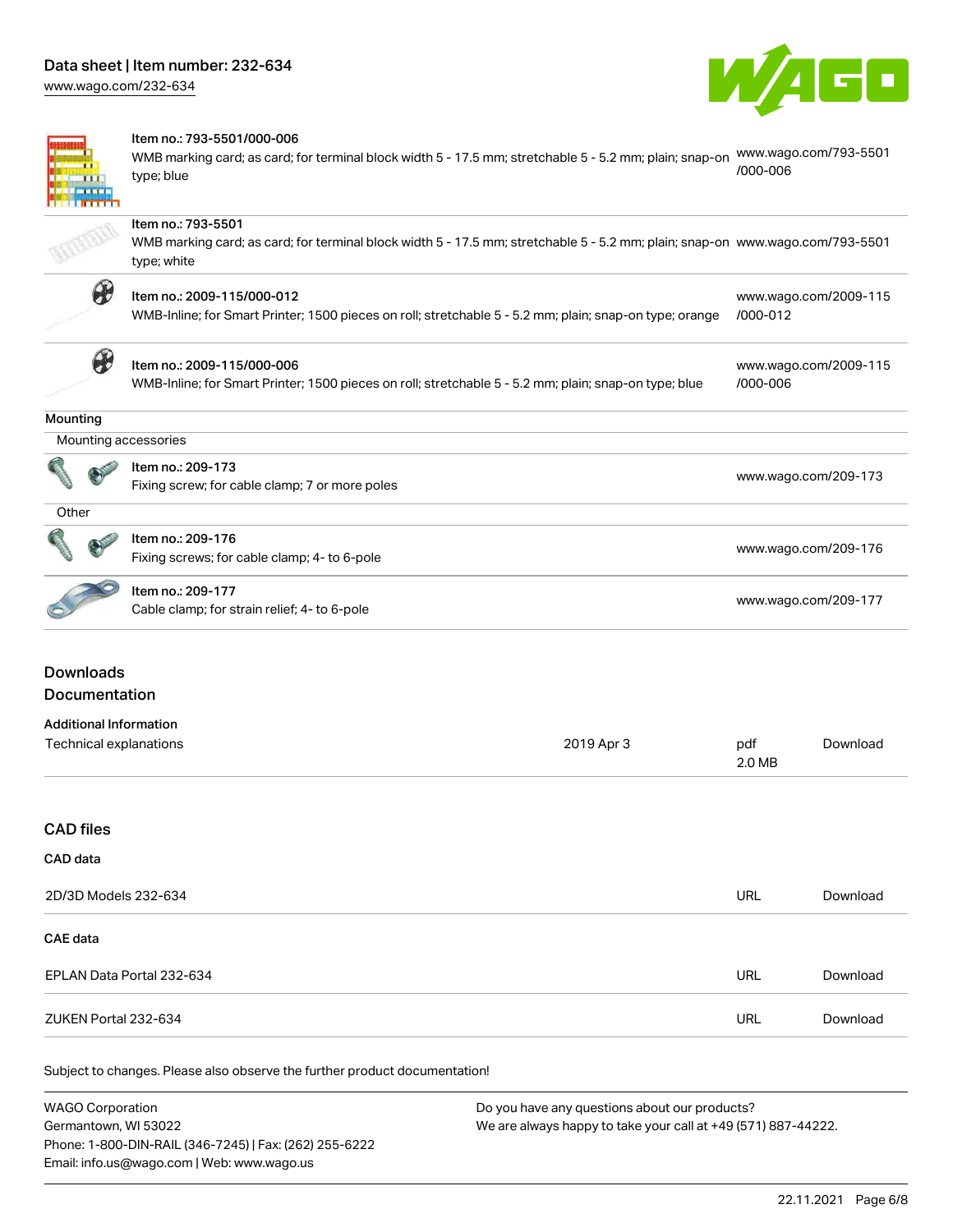| | | |
|---|---|---|
| | Item no.: 793-5501/000-006<br>WMB marking card; as card; for terminal block width 5 - 17.5 mm; stretchable 5 - 5.2 mm; plain; snap-on type; blue | www.wago.com/793-5501/000-006 |
| | Item no.: 793-5501<br>WMB marking card; as card; for terminal block width 5 - 17.5 mm; stretchable 5 - 5.2 mm; plain; snap-on type; white | www.wago.com/793-5501 |
| | Item no.: 2009-115/000-012<br>WMB-Inline; for Smart Printer; 1500 pieces on roll; stretchable 5 - 5.2 mm; plain; snap-on type; orange | www.wago.com/2009-115/000-012 |
| | Item no.: 2009-115/000-006<br>WMB-Inline; for Smart Printer; 1500 pieces on roll; stretchable 5 - 5.2 mm; plain; snap-on type; blue | www.wago.com/2009-115/000-006 |

**Mounting**

Mounting accessories

| | | |
|---|---|---|
| | Item no.: 209-173<br>Fixing screw; for cable clamp; 7 or more poles | www.wago.com/209-173 |

Other

| | | |
|---|---|---|
| | Item no.: 209-176<br>Fixing screws; for cable clamp; 4- to 6-pole | www.wago.com/209-176 |
| | Item no.: 209-177<br>Cable clamp; for strain relief; 4- to 6-pole | www.wago.com/209-177 |

## Downloads

### Documentation

**Additional Information**

| | | | |
|---|---|---|---|
| Technical explanations | 2019 Apr 3 | pdf<br>2.0 MB | Download |

### CAD files

**CAD data**

| | | |
|---|---|---|
| 2D/3D Models 232-634 | URL | Download |

**CAE data**

| | | |
|---|---|---|
| EPLAN Data Portal 232-634 | URL | Download |
| ZUKEN Portal 232-634 | URL | Download |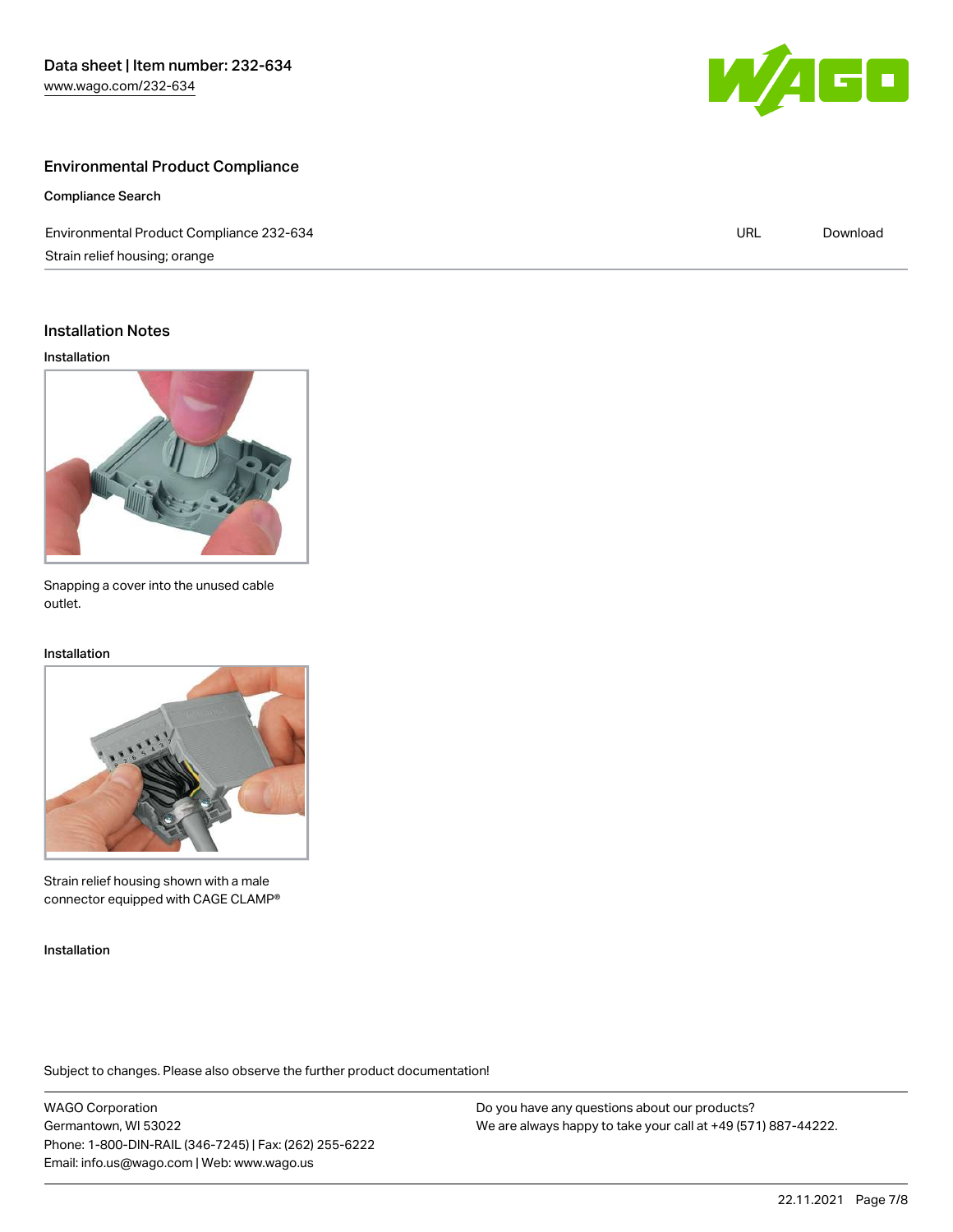## Environmental Product Compliance

### Compliance Search

| Environmental Product Compliance 232-634 | URL | Download |
| --- | --- | --- |
| Strain relief housing; orange | | |

## Installation Notes

### Installation

Snapping a cover into the unused cable outlet.

### Installation

Strain relief housing shown with a male connector equipped with CAGE CLAMP®

### Installation

Subject to changes. Please also observe the further product documentation!

WAGO Corporation
Germantown, WI 53022
Phone: 1-800-DIN-RAIL (346-7245) | Fax: (262) 255-6222
Email: info.us@wago.com | Web: www.wago.us

Do you have any questions about our products?
We are always happy to take your call at +49 (571) 887-44222.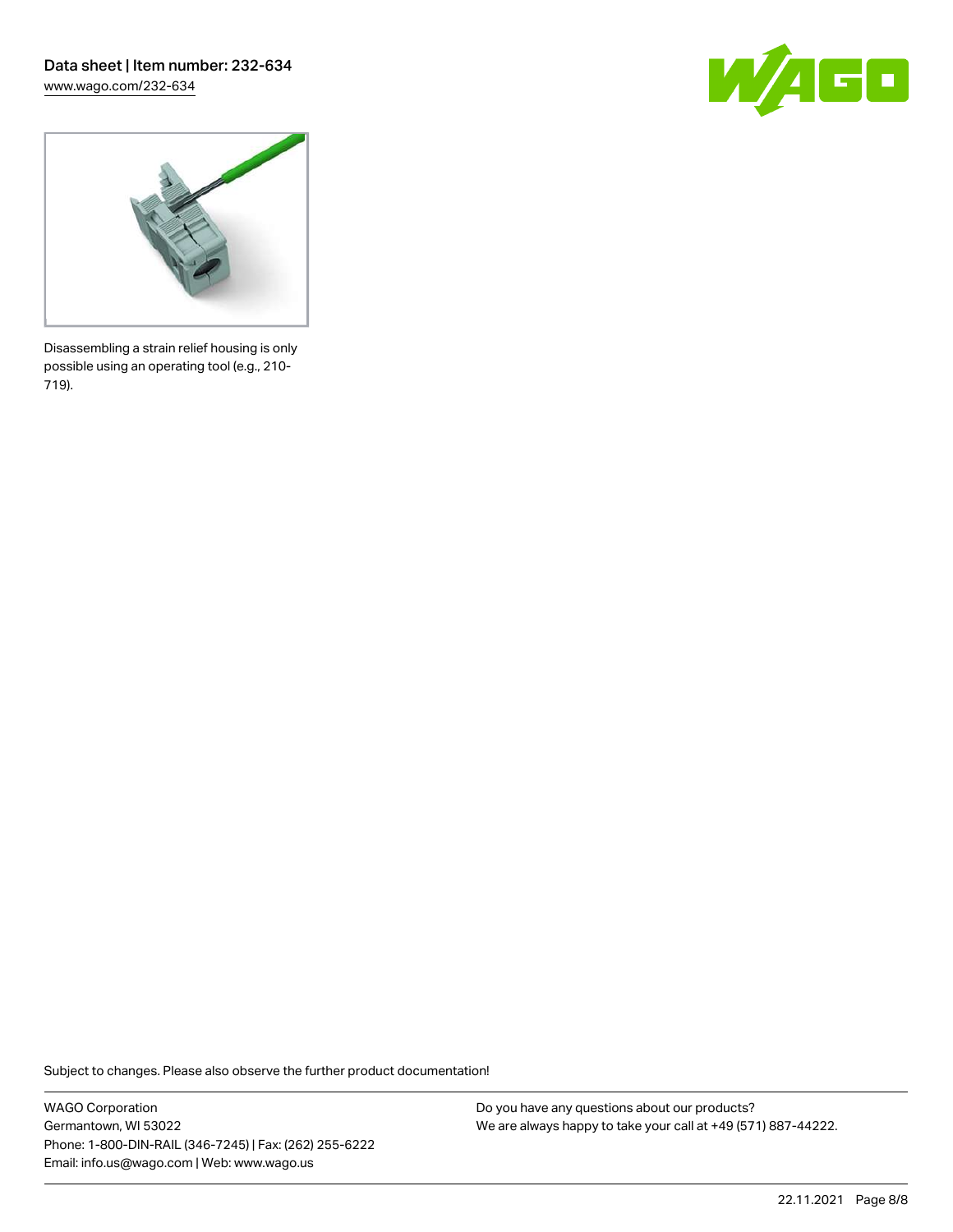Disassembling a strain relief housing is only possible using an operating tool (e.g., 210-719).

Subject to changes. Please also observe the further product documentation!

WAGO Corporation
Germantown, WI 53022
Phone: 1-800-DIN-RAIL (346-7245) | Fax: (262) 255-6222
Email: info.us@wago.com | Web: www.wago.us

Do you have any questions about our products?
We are always happy to take your call at +49 (571) 887-44222.